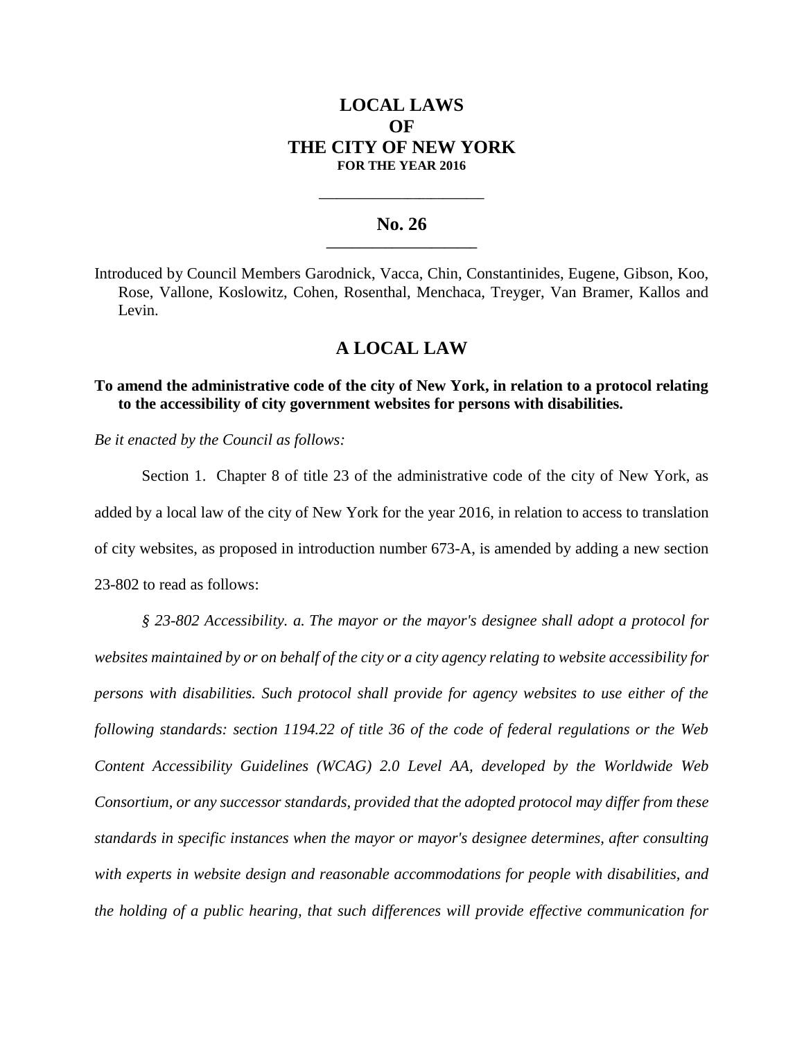# LOCAL LAWS
# OF
# THE CITY OF NEW YORK
**FOR THE YEAR 2016**

---

## No. 26

---

Introduced by Council Members Garodnick, Vacca, Chin, Constantinides, Eugene, Gibson, Koo, Rose, Vallone, Koslowitz, Cohen, Rosenthal, Menchaca, Treyger, Van Bramer, Kallos and Levin.

## A LOCAL LAW

**To amend the administrative code of the city of New York, in relation to a protocol relating to the accessibility of city government websites for persons with disabilities.**

*Be it enacted by the Council as follows:*

Section 1. Chapter 8 of title 23 of the administrative code of the city of New York, as added by a local law of the city of New York for the year 2016, in relation to access to translation of city websites, as proposed in introduction number 673-A, is amended by adding a new section 23-802 to read as follows:

*§ 23-802 Accessibility. a. The mayor or the mayor's designee shall adopt a protocol for websites maintained by or on behalf of the city or a city agency relating to website accessibility for persons with disabilities. Such protocol shall provide for agency websites to use either of the following standards: section 1194.22 of title 36 of the code of federal regulations or the Web Content Accessibility Guidelines (WCAG) 2.0 Level AA, developed by the Worldwide Web Consortium, or any successor standards, provided that the adopted protocol may differ from these standards in specific instances when the mayor or mayor's designee determines, after consulting with experts in website design and reasonable accommodations for people with disabilities, and the holding of a public hearing, that such differences will provide effective communication for*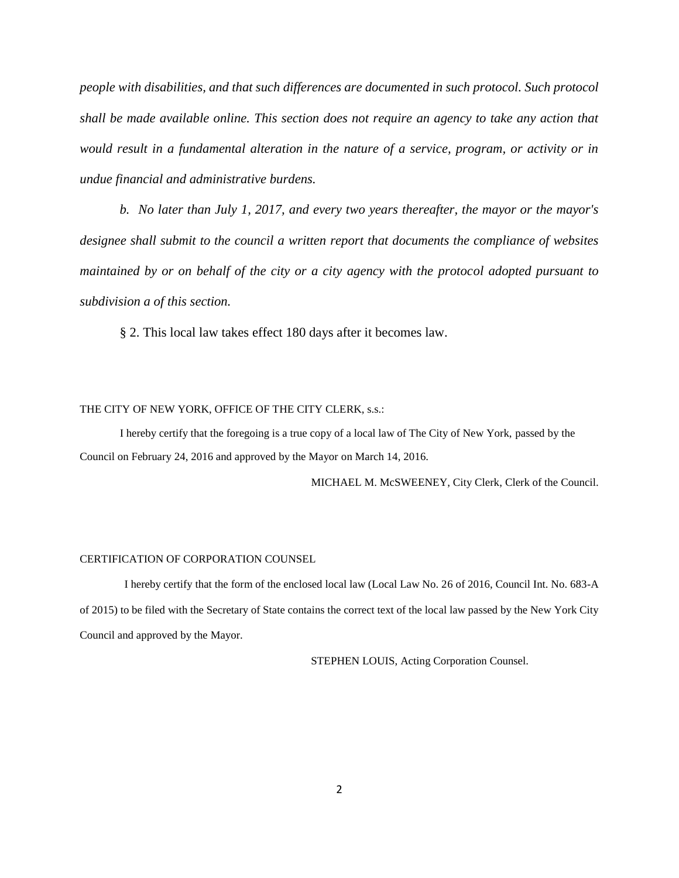*people with disabilities, and that such differences are documented in such protocol. Such protocol shall be made available online. This section does not require an agency to take any action that would result in a fundamental alteration in the nature of a service, program, or activity or in undue financial and administrative burdens.*

*b. No later than July 1, 2017, and every two years thereafter, the mayor or the mayor's designee shall submit to the council a written report that documents the compliance of websites maintained by or on behalf of the city or a city agency with the protocol adopted pursuant to subdivision a of this section.*

§ 2. This local law takes effect 180 days after it becomes law.

THE CITY OF NEW YORK, OFFICE OF THE CITY CLERK, s.s.:

I hereby certify that the foregoing is a true copy of a local law of The City of New York, passed by the Council on February 24, 2016 and approved by the Mayor on March 14, 2016.

MICHAEL M. McSWEENEY, City Clerk, Clerk of the Council.

CERTIFICATION OF CORPORATION COUNSEL

I hereby certify that the form of the enclosed local law (Local Law No. 26 of 2016, Council Int. No. 683-A of 2015) to be filed with the Secretary of State contains the correct text of the local law passed by the New York City Council and approved by the Mayor.

STEPHEN LOUIS, Acting Corporation Counsel.